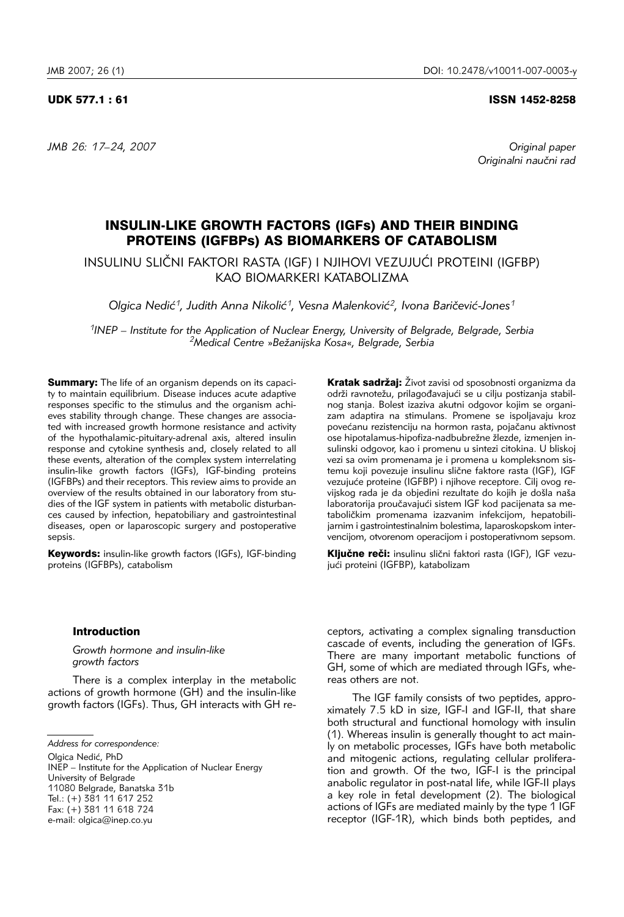UDK 577.1 : 61

ISSN 1452-8258

Original paper
Originalni naučni rad

# INSULIN-LIKE GROWTH FACTORS (IGFs) AND THEIR BINDING PROTEINS (IGFBPs) AS BIOMARKERS OF CATABOLISM

## INSULINU SLIČNI FAKTORI RASTA (IGF) I NJIHOVI VEZUJUĆI PROTEINI (IGFBP) KAO BIOMARKERI KATABOLIZMA

*Olgica Nedić[1], Judith Anna Nikolić[1], Vesna Malenković[2], Ivona Baričević-Jones[1]*

*[1]INEP – Institute for the Application of Nuclear Energy, University of Belgrade, Belgrade, Serbia*
*[2]Medical Centre »Bežanijska Kosa«, Belgrade, Serbia*

**Summary:** The life of an organism depends on its capacity to maintain equilibrium. Disease induces acute adaptive responses specific to the stimulus and the organism achieves stability through change. These changes are associated with increased growth hormone resistance and activity of the hypothalamic-pituitary-adrenal axis, altered insulin response and cytokine synthesis and, closely related to all these events, alteration of the complex system interrelating insulin-like growth factors (IGFs), IGF-binding proteins (IGFBPs) and their receptors. This review aims to provide an overview of the results obtained in our laboratory from studies of the IGF system in patients with metabolic disturbances caused by infection, hepatobiliary and gastrointestinal diseases, open or laparoscopic surgery and postoperative sepsis.

**Keywords:** insulin-like growth factors (IGFs), IGF-binding proteins (IGFBPs), catabolism

**Kratak sadržaj:** Život zavisi od sposobnosti organizma da održi ravnotežu, prilagođavajući se u cilju postizanja stabilnog stanja. Bolest izaziva akutni odgovor kojim se organizam adaptira na stimulans. Promene se ispoljavaju kroz povećanu rezistenciju na hormon rasta, pojačanu aktivnost ose hipotalamus-hipofiza-nadbubrežne žlezde, izmenjen insulinski odgovor, kao i promenu u sintezi citokina. U bliskoj vezi sa ovim promenama je i promena u kompleksnom sistemu koji povezuje insulinu slične faktore rasta (IGF), IGF vezujuće proteine (IGFBP) i njihove receptore. Cilj ovog revijskog rada je da objedini rezultate do kojih je došla naša laboratorija proučavajući sistem IGF kod pacijenata sa metaboličkim promenama izazvanim infekcijom, hepatobilijarnim i gastrointestinalnim bolestima, laparoskopskom intervencijom, otvorenom operacijom i postoperativnom sepsom.

**Ključne reči:** insulinu slični faktori rasta (IGF), IGF vezujući proteini (IGFBP), katabolizam

### Introduction

*Growth hormone and insulin-like growth factors*

There is a complex interplay in the metabolic actions of growth hormone (GH) and the insulin-like growth factors (IGFs). Thus, GH interacts with GH receptors, activating a complex signaling transduction cascade of events, including the generation of IGFs. There are many important metabolic functions of GH, some of which are mediated through IGFs, whereas others are not.

The IGF family consists of two peptides, approximately 7.5 kD in size, IGF-I and IGF-II, that share both structural and functional homology with insulin (1). Whereas insulin is generally thought to act mainly on metabolic processes, IGFs have both metabolic and mitogenic actions, regulating cellular proliferation and growth. Of the two, IGF-I is the principal anabolic regulator in post-natal life, while IGF-II plays a key role in fetal development (2). The biological actions of IGFs are mediated mainly by the type 1 IGF receptor (IGF-1R), which binds both peptides, and

*Address for correspondence:*

Olgica Nedić, PhD
INEP – Institute for the Application of Nuclear Energy
University of Belgrade
11080 Belgrade, Banatska 31b
Tel.: (+) 381 11 617 252
Fax: (+) 381 11 618 724
e-mail: olgica@inep.co.yu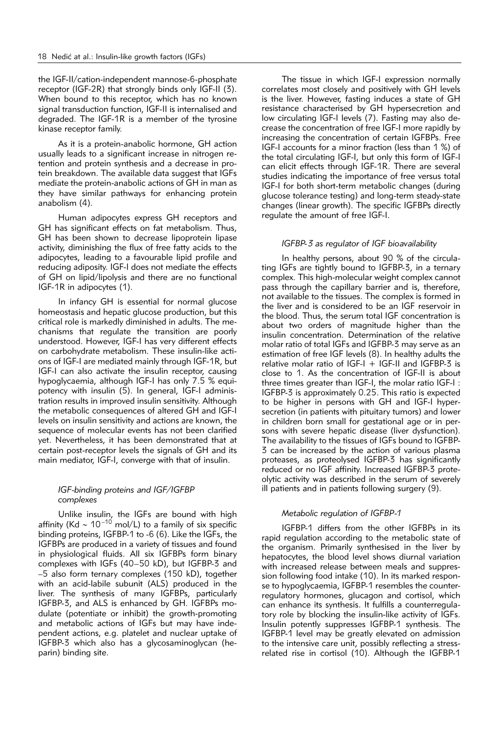the IGF-II/cation-independent mannose-6-phosphate receptor (IGF-2R) that strongly binds only IGF-II (3). When bound to this receptor, which has no known signal transduction function, IGF-II is internalised and degraded. The IGF-1R is a member of the tyrosine kinase receptor family.

As it is a protein-anabolic hormone, GH action usually leads to a significant increase in nitrogen retention and protein synthesis and a decrease in protein breakdown. The available data suggest that IGFs mediate the protein-anabolic actions of GH in man as they have similar pathways for enhancing protein anabolism (4).

Human adipocytes express GH receptors and GH has significant effects on fat metabolism. Thus, GH has been shown to decrease lipoprotein lipase activity, diminishing the flux of free fatty acids to the adipocytes, leading to a favourable lipid profile and reducing adiposity. IGF-I does not mediate the effects of GH on lipid/lipolysis and there are no functional IGF-1R in adipocytes (1).

In infancy GH is essential for normal glucose homeostasis and hepatic glucose production, but this critical role is markedly diminished in adults. The mechanisms that regulate the transition are poorly understood. However, IGF-I has very different effects on carbohydrate metabolism. These insulin-like actions of IGF-I are mediated mainly through IGF-1R, but IGF-I can also activate the insulin receptor, causing hypoglycaemia, although IGF-I has only 7.5 % equipotency with insulin (5). In general, IGF-I administration results in improved insulin sensitivity. Although the metabolic consequences of altered GH and IGF-I levels on insulin sensitivity and actions are known, the sequence of molecular events has not been clarified yet. Nevertheless, it has been demonstrated that at certain post-receptor levels the signals of GH and its main mediator, IGF-I, converge with that of insulin.

### *IGF-binding proteins and IGF/IGFBP complexes*

Unlike insulin, the IGFs are bound with high affinity (Kd ~ $10^{-10}$ mol/L) to a family of six specific binding proteins, IGFBP-1 to -6 (6). Like the IGFs, the IGFBPs are produced in a variety of tissues and found in physiological fluids. All six IGFBPs form binary complexes with IGFs (40–50 kD), but IGFBP-3 and –5 also form ternary complexes (150 kD), together with an acid-labile subunit (ALS) produced in the liver. The synthesis of many IGFBPs, particularly IGFBP-3, and ALS is enhanced by GH. IGFBPs modulate (potentiate or inhibit) the growth-promoting and metabolic actions of IGFs but may have independent actions, e.g. platelet and nuclear uptake of IGFBP-3 which also has a glycosaminoglycan (heparin) binding site.

The tissue in which IGF-I expression normally correlates most closely and positively with GH levels is the liver. However, fasting induces a state of GH resistance characterised by GH hypersecretion and low circulating IGF-I levels (7). Fasting may also decrease the concentration of free IGF-I more rapidly by increasing the concentration of certain IGFBPs. Free IGF-I accounts for a minor fraction (less than 1 %) of the total circulating IGF-I, but only this form of IGF-I can elicit effects through IGF-1R. There are several studies indicating the importance of free versus total IGF-I for both short-term metabolic changes (during glucose tolerance testing) and long-term steady-state changes (linear growth). The specific IGFBPs directly regulate the amount of free IGF-I.

### *IGFBP-3 as regulator of IGF bioavailability*

In healthy persons, about 90 % of the circulating IGFs are tightly bound to IGFBP-3, in a ternary complex. This high-molecular weight complex cannot pass through the capillary barrier and is, therefore, not available to the tissues. The complex is formed in the liver and is considered to be an IGF reservoir in the blood. Thus, the serum total IGF concentration is about two orders of magnitude higher than the insulin concentration. Determination of the relative molar ratio of total IGFs and IGFBP-3 may serve as an estimation of free IGF levels (8). In healthy adults the relative molar ratio of IGF-I + IGF-II and IGFBP-3 is close to 1. As the concentration of IGF-II is about three times greater than IGF-I, the molar ratio IGF-I : IGFBP-3 is approximately 0.25. This ratio is expected to be higher in persons with GH and IGF-I hypersecretion (in patients with pituitary tumors) and lower in children born small for gestational age or in persons with severe hepatic disease (liver dysfunction). The availability to the tissues of IGFs bound to IGFBP-3 can be increased by the action of various plasma proteases, as proteolysed IGFBP-3 has significantly reduced or no IGF affinity. Increased IGFBP-3 proteolytic activity was described in the serum of severely ill patients and in patients following surgery (9).

### *Metabolic regulation of IGFBP-1*

IGFBP-1 differs from the other IGFBPs in its rapid regulation according to the metabolic state of the organism. Primarily synthesised in the liver by hepatocytes, the blood level shows diurnal variation with increased release between meals and suppression following food intake (10). In its marked response to hypoglycaemia, IGFBP-1 resembles the counterregulatory hormones, glucagon and cortisol, which can enhance its synthesis. It fulfills a counterregulatory role by blocking the insulin-like activity of IGFs. Insulin potently suppresses IGFBP-1 synthesis. The IGFBP-1 level may be greatly elevated on admission to the intensive care unit, possibly reflecting a stress-related rise in cortisol (10). Although the IGFBP-1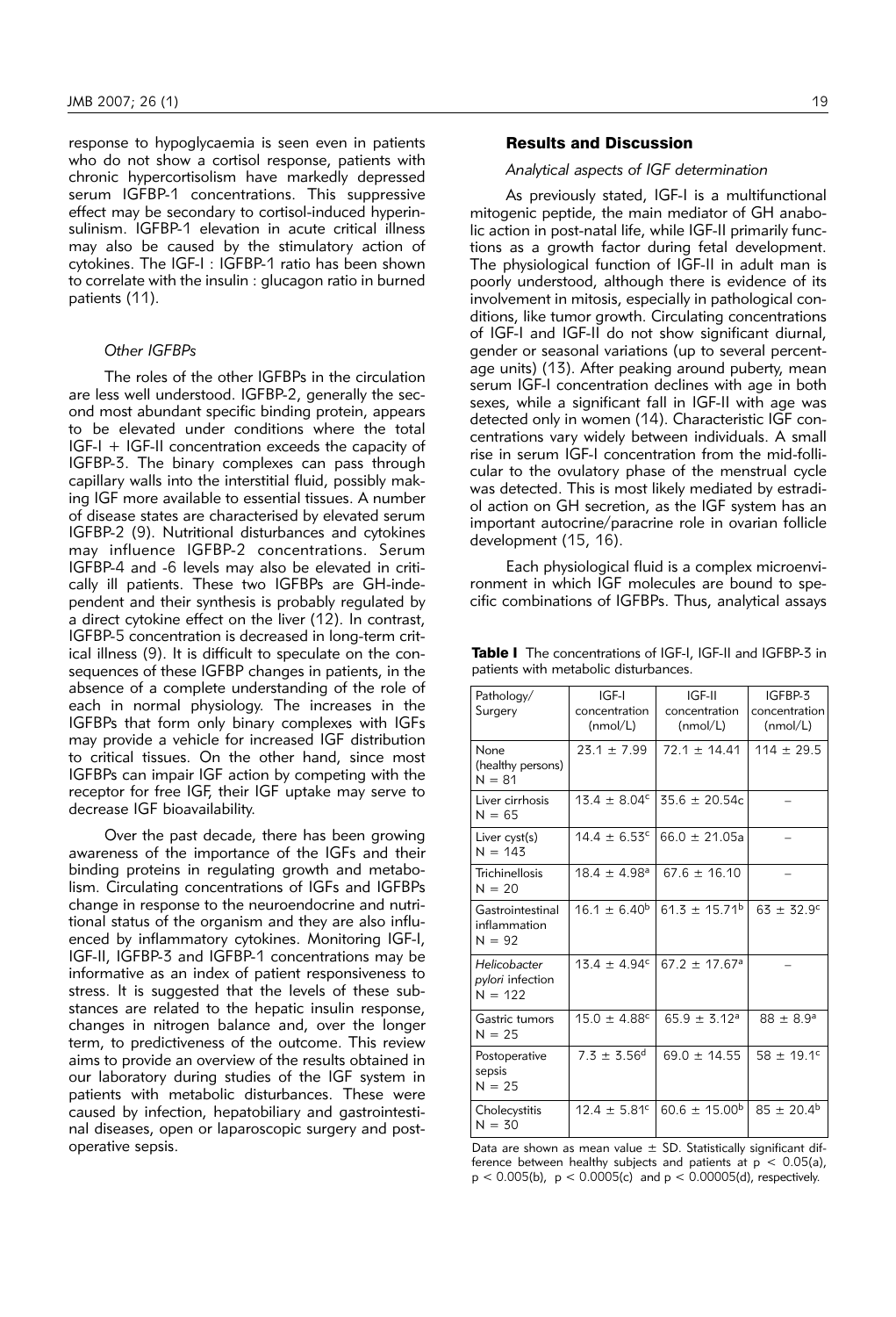response to hypoglycaemia is seen even in patients who do not show a cortisol response, patients with chronic hypercortisolism have markedly depressed serum IGFBP-1 concentrations. This suppressive effect may be secondary to cortisol-induced hyperinsulinism. IGFBP-1 elevation in acute critical illness may also be caused by the stimulatory action of cytokines. The IGF-I : IGFBP-1 ratio has been shown to correlate with the insulin : glucagon ratio in burned patients (11).

### *Other IGFBPs*

The roles of the other IGFBPs in the circulation are less well understood. IGFBP-2, generally the second most abundant specific binding protein, appears to be elevated under conditions where the total IGF-I + IGF-II concentration exceeds the capacity of IGFBP-3. The binary complexes can pass through capillary walls into the interstitial fluid, possibly making IGF more available to essential tissues. A number of disease states are characterised by elevated serum IGFBP-2 (9). Nutritional disturbances and cytokines may influence IGFBP-2 concentrations. Serum IGFBP-4 and -6 levels may also be elevated in critically ill patients. These two IGFBPs are GH-independent and their synthesis is probably regulated by a direct cytokine effect on the liver (12). In contrast, IGFBP-5 concentration is decreased in long-term critical illness (9). It is difficult to speculate on the consequences of these IGFBP changes in patients, in the absence of a complete understanding of the role of each in normal physiology. The increases in the IGFBPs that form only binary complexes with IGFs may provide a vehicle for increased IGF distribution to critical tissues. On the other hand, since most IGFBPs can impair IGF action by competing with the receptor for free IGF, their IGF uptake may serve to decrease IGF bioavailability.

Over the past decade, there has been growing awareness of the importance of the IGFs and their binding proteins in regulating growth and metabolism. Circulating concentrations of IGFs and IGFBPs change in response to the neuroendocrine and nutritional status of the organism and they are also influenced by inflammatory cytokines. Monitoring IGF-I, IGF-II, IGFBP-3 and IGFBP-1 concentrations may be informative as an index of patient responsiveness to stress. It is suggested that the levels of these substances are related to the hepatic insulin response, changes in nitrogen balance and, over the longer term, to predictiveness of the outcome. This review aims to provide an overview of the results obtained in our laboratory during studies of the IGF system in patients with metabolic disturbances. These were caused by infection, hepatobiliary and gastrointestinal diseases, open or laparoscopic surgery and postoperative sepsis.

## Results and Discussion

### *Analytical aspects of IGF determination*

As previously stated, IGF-I is a multifunctional mitogenic peptide, the main mediator of GH anabolic action in post-natal life, while IGF-II primarily functions as a growth factor during fetal development. The physiological function of IGF-II in adult man is poorly understood, although there is evidence of its involvement in mitosis, especially in pathological conditions, like tumor growth. Circulating concentrations of IGF-I and IGF-II do not show significant diurnal, gender or seasonal variations (up to several percentage units) (13). After peaking around puberty, mean serum IGF-I concentration declines with age in both sexes, while a significant fall in IGF-II with age was detected only in women (14). Characteristic IGF concentrations vary widely between individuals. A small rise in serum IGF-I concentration from the mid-follicular to the ovulatory phase of the menstrual cycle was detected. This is most likely mediated by estradiol action on GH secretion, as the IGF system has an important autocrine/paracrine role in ovarian follicle development (15, 16).

Each physiological fluid is a complex microenvironment in which IGF molecules are bound to specific combinations of IGFBPs. Thus, analytical assays

**Table I** The concentrations of IGF-I, IGF-II and IGFBP-3 in patients with metabolic disturbances.

| Pathology/ Surgery | IGF-I concentration (nmol/L) | IGF-II concentration (nmol/L) | IGFBP-3 concentration (nmol/L) |
|---|---|---|---|
| None (healthy persons) N = 81 | 23.1 ± 7.99 | 72.1 ± 14.41 | 114 ± 29.5 |
| Liver cirrhosis N = 65 | 13.4 ± 8.04[c] | 35.6 ± 20.54c | – |
| Liver cyst(s) N = 143 | 14.4 ± 6.53[c] | 66.0 ± 21.05a | – |
| Trichinellosis N = 20 | 18.4 ± 4.98[a] | 67.6 ± 16.10 | – |
| Gastrointestinal inflammation N = 92 | 16.1 ± 6.40[b] | 61.3 ± 15.71[b] | 63 ± 32.9[c] |
| *Helicobacter pylori* infection N = 122 | 13.4 ± 4.94[c] | 67.2 ± 17.67[a] | – |
| Gastric tumors N = 25 | 15.0 ± 4.88[c] | 65.9 ± 3.12[a] | 88 ± 8.9[a] |
| Postoperative sepsis N = 25 | 7.3 ± 3.56[d] | 69.0 ± 14.55 | 58 ± 19.1[c] |
| Cholecystitis N = 30 | 12.4 ± 5.81[c] | 60.6 ± 15.00[b] | 85 ± 20.4[b] |

Data are shown as mean value ± SD. Statistically significant difference between healthy subjects and patients at $p < 0.05$(a), $p < 0.005$(b), $p < 0.0005$(c) and $p < 0.00005$(d), respectively.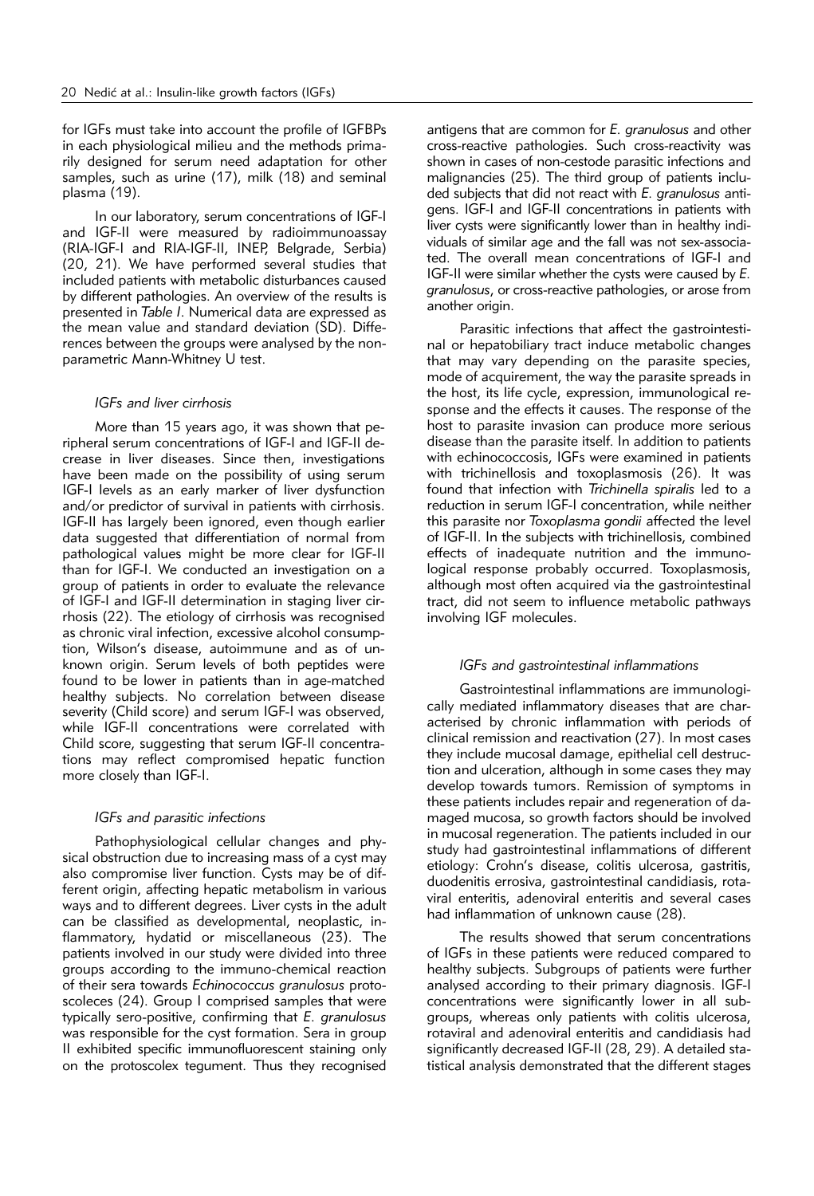for IGFs must take into account the profile of IGFBPs in each physiological milieu and the methods primarily designed for serum need adaptation for other samples, such as urine (17), milk (18) and seminal plasma (19).

In our laboratory, serum concentrations of IGF-I and IGF-II were measured by radioimmunoassay (RIA-IGF-I and RIA-IGF-II, INEP, Belgrade, Serbia) (20, 21). We have performed several studies that included patients with metabolic disturbances caused by different pathologies. An overview of the results is presented in *Table I*. Numerical data are expressed as the mean value and standard deviation (SD). Differences between the groups were analysed by the non-parametric Mann-Whitney U test.

### *IGFs and liver cirrhosis*

More than 15 years ago, it was shown that peripheral serum concentrations of IGF-I and IGF-II decrease in liver diseases. Since then, investigations have been made on the possibility of using serum IGF-I levels as an early marker of liver dysfunction and/or predictor of survival in patients with cirrhosis. IGF-II has largely been ignored, even though earlier data suggested that differentiation of normal from pathological values might be more clear for IGF-II than for IGF-I. We conducted an investigation on a group of patients in order to evaluate the relevance of IGF-I and IGF-II determination in staging liver cirrhosis (22). The etiology of cirrhosis was recognised as chronic viral infection, excessive alcohol consumption, Wilson's disease, autoimmune and as of unknown origin. Serum levels of both peptides were found to be lower in patients than in age-matched healthy subjects. No correlation between disease severity (Child score) and serum IGF-I was observed, while IGF-II concentrations were correlated with Child score, suggesting that serum IGF-II concentrations may reflect compromised hepatic function more closely than IGF-I.

### *IGFs and parasitic infections*

Pathophysiological cellular changes and physical obstruction due to increasing mass of a cyst may also compromise liver function. Cysts may be of different origin, affecting hepatic metabolism in various ways and to different degrees. Liver cysts in the adult can be classified as developmental, neoplastic, inflammatory, hydatid or miscellaneous (23). The patients involved in our study were divided into three groups according to the immuno-chemical reaction of their sera towards *Echinococcus granulosus* protoscoleces (24). Group I comprised samples that were typically sero-positive, confirming that *E. granulosus* was responsible for the cyst formation. Sera in group II exhibited specific immunofluorescent staining only on the protoscolex tegument. Thus they recognised antigens that are common for *E. granulosus* and other cross-reactive pathologies. Such cross-reactivity was shown in cases of non-cestode parasitic infections and malignancies (25). The third group of patients included subjects that did not react with *E. granulosus* antigens. IGF-I and IGF-II concentrations in patients with liver cysts were significantly lower than in healthy individuals of similar age and the fall was not sex-associated. The overall mean concentrations of IGF-I and IGF-II were similar whether the cysts were caused by *E. granulosus*, or cross-reactive pathologies, or arose from another origin.

Parasitic infections that affect the gastrointestinal or hepatobiliary tract induce metabolic changes that may vary depending on the parasite species, mode of acquirement, the way the parasite spreads in the host, its life cycle, expression, immunological response and the effects it causes. The response of the host to parasite invasion can produce more serious disease than the parasite itself. In addition to patients with echinococcosis, IGFs were examined in patients with trichinellosis and toxoplasmosis (26). It was found that infection with *Trichinella spiralis* led to a reduction in serum IGF-I concentration, while neither this parasite nor *Toxoplasma gondii* affected the level of IGF-II. In the subjects with trichinellosis, combined effects of inadequate nutrition and the immunological response probably occurred. Toxoplasmosis, although most often acquired via the gastrointestinal tract, did not seem to influence metabolic pathways involving IGF molecules.

### *IGFs and gastrointestinal inflammations*

Gastrointestinal inflammations are immunologically mediated inflammatory diseases that are characterised by chronic inflammation with periods of clinical remission and reactivation (27). In most cases they include mucosal damage, epithelial cell destruction and ulceration, although in some cases they may develop towards tumors. Remission of symptoms in these patients includes repair and regeneration of damaged mucosa, so growth factors should be involved in mucosal regeneration. The patients included in our study had gastrointestinal inflammations of different etiology: Crohn's disease, colitis ulcerosa, gastritis, duodenitis errosiva, gastrointestinal candidiasis, rotaviral enteritis, adenoviral enteritis and several cases had inflammation of unknown cause (28).

The results showed that serum concentrations of IGFs in these patients were reduced compared to healthy subjects. Subgroups of patients were further analysed according to their primary diagnosis. IGF-I concentrations were significantly lower in all subgroups, whereas only patients with colitis ulcerosa, rotaviral and adenoviral enteritis and candidiasis had significantly decreased IGF-II (28, 29). A detailed statistical analysis demonstrated that the different stages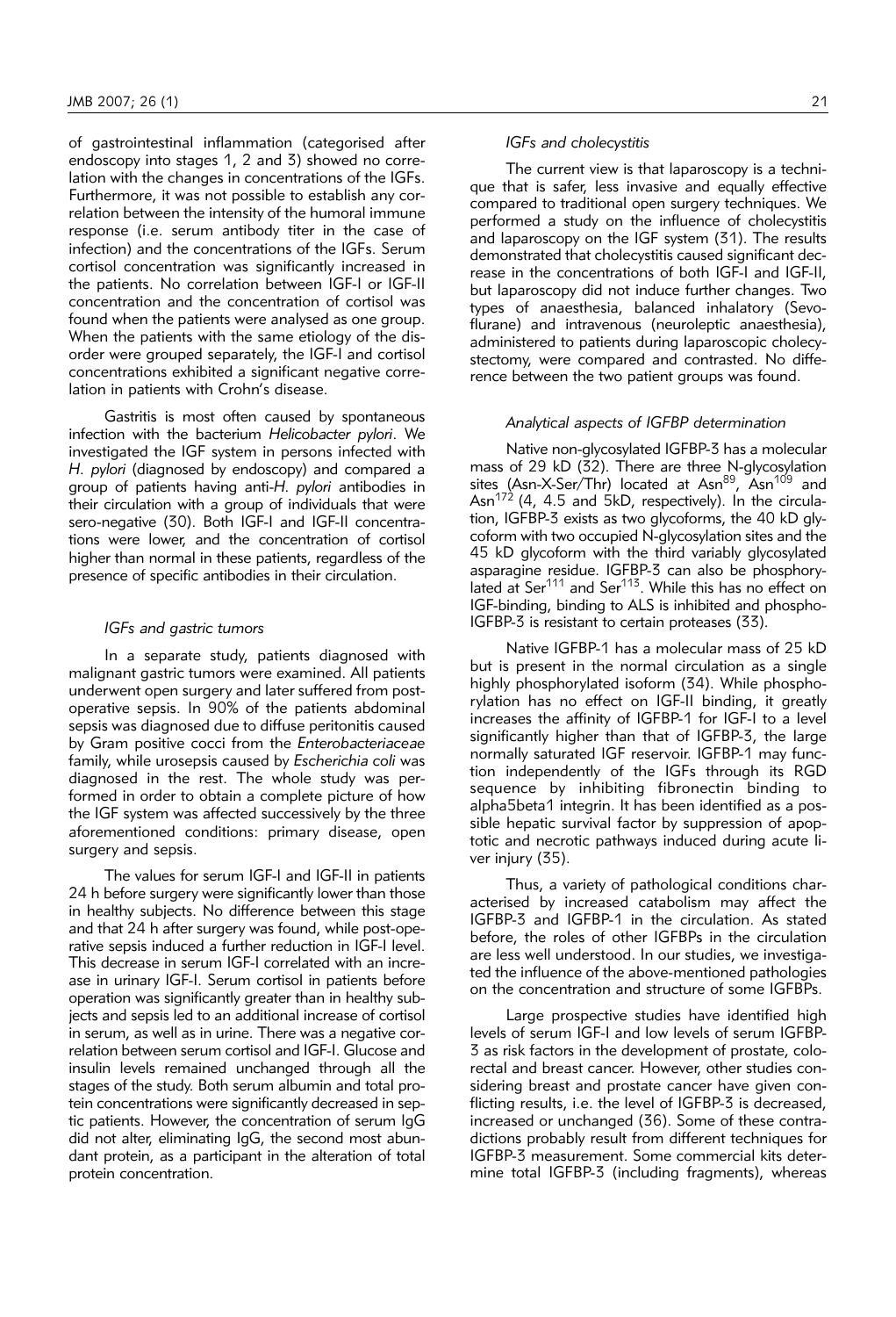of gastrointestinal inflammation (categorised after endoscopy into stages 1, 2 and 3) showed no correlation with the changes in concentrations of the IGFs. Furthermore, it was not possible to establish any correlation between the intensity of the humoral immune response (i.e. serum antibody titer in the case of infection) and the concentrations of the IGFs. Serum cortisol concentration was significantly increased in the patients. No correlation between IGF-I or IGF-II concentration and the concentration of cortisol was found when the patients were analysed as one group. When the patients with the same etiology of the disorder were grouped separately, the IGF-I and cortisol concentrations exhibited a significant negative correlation in patients with Crohn's disease.

Gastritis is most often caused by spontaneous infection with the bacterium *Helicobacter pylori*. We investigated the IGF system in persons infected with *H. pylori* (diagnosed by endoscopy) and compared a group of patients having anti-*H. pylori* antibodies in their circulation with a group of individuals that were sero-negative (30). Both IGF-I and IGF-II concentrations were lower, and the concentration of cortisol higher than normal in these patients, regardless of the presence of specific antibodies in their circulation.

### *IGFs and gastric tumors*

In a separate study, patients diagnosed with malignant gastric tumors were examined. All patients underwent open surgery and later suffered from postoperative sepsis. In 90% of the patients abdominal sepsis was diagnosed due to diffuse peritonitis caused by Gram positive cocci from the *Enterobacteriaceae* family, while urosepsis caused by *Escherichia coli* was diagnosed in the rest. The whole study was performed in order to obtain a complete picture of how the IGF system was affected successively by the three aforementioned conditions: primary disease, open surgery and sepsis.

The values for serum IGF-I and IGF-II in patients 24 h before surgery were significantly lower than those in healthy subjects. No difference between this stage and that 24 h after surgery was found, while post-operative sepsis induced a further reduction in IGF-I level. This decrease in serum IGF-I correlated with an increase in urinary IGF-I. Serum cortisol in patients before operation was significantly greater than in healthy subjects and sepsis led to an additional increase of cortisol in serum, as well as in urine. There was a negative correlation between serum cortisol and IGF-I. Glucose and insulin levels remained unchanged through all the stages of the study. Both serum albumin and total protein concentrations were significantly decreased in septic patients. However, the concentration of serum IgG did not alter, eliminating IgG, the second most abundant protein, as a participant in the alteration of total protein concentration.

### *IGFs and cholecystitis*

The current view is that laparoscopy is a technique that is safer, less invasive and equally effective compared to traditional open surgery techniques. We performed a study on the influence of cholecystitis and laparoscopy on the IGF system (31). The results demonstrated that cholecystitis caused significant decrease in the concentrations of both IGF-I and IGF-II, but laparoscopy did not induce further changes. Two types of anaesthesia, balanced inhalatory (Sevoflurane) and intravenous (neuroleptic anaesthesia), administered to patients during laparoscopic cholecystectomy, were compared and contrasted. No difference between the two patient groups was found.

### *Analytical aspects of IGFBP determination*

Native non-glycosylated IGFBP-3 has a molecular mass of 29 kD (32). There are three N-glycosylation sites (Asn-X-Ser/Thr) located at $Asn^{89}$, $Asn^{109}$ and $Asn^{172}$ (4, 4.5 and 5kD, respectively). In the circulation, IGFBP-3 exists as two glycoforms, the 40 kD glycoform with two occupied N-glycosylation sites and the 45 kD glycoform with the third variably glycosylated asparagine residue. IGFBP-3 can also be phosphorylated at $Ser^{111}$ and $Ser^{113}$. While this has no effect on IGF-binding, binding to ALS is inhibited and phospho-IGFBP-3 is resistant to certain proteases (33).

Native IGFBP-1 has a molecular mass of 25 kD but is present in the normal circulation as a single highly phosphorylated isoform (34). While phosphorylation has no effect on IGF-II binding, it greatly increases the affinity of IGFBP-1 for IGF-I to a level significantly higher than that of IGFBP-3, the large normally saturated IGF reservoir. IGFBP-1 may function independently of the IGFs through its RGD sequence by inhibiting fibronectin binding to alpha5beta1 integrin. It has been identified as a possible hepatic survival factor by suppression of apoptotic and necrotic pathways induced during acute liver injury (35).

Thus, a variety of pathological conditions characterised by increased catabolism may affect the IGFBP-3 and IGFBP-1 in the circulation. As stated before, the roles of other IGFBPs in the circulation are less well understood. In our studies, we investigated the influence of the above-mentioned pathologies on the concentration and structure of some IGFBPs.

Large prospective studies have identified high levels of serum IGF-I and low levels of serum IGFBP-3 as risk factors in the development of prostate, colorectal and breast cancer. However, other studies considering breast and prostate cancer have given conflicting results, i.e. the level of IGFBP-3 is decreased, increased or unchanged (36). Some of these contradictions probably result from different techniques for IGFBP-3 measurement. Some commercial kits determine total IGFBP-3 (including fragments), whereas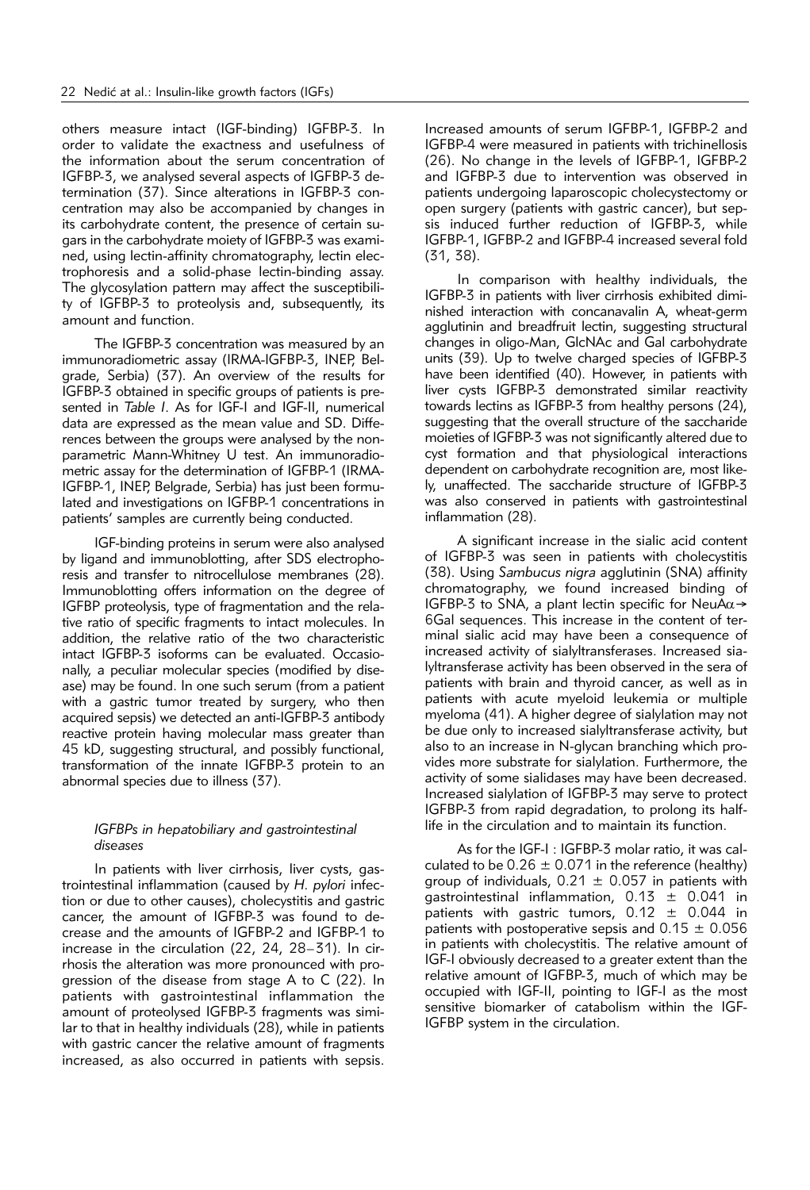others measure intact (IGF-binding) IGFBP-3. In order to validate the exactness and usefulness of the information about the serum concentration of IGFBP-3, we analysed several aspects of IGFBP-3 determination (37). Since alterations in IGFBP-3 concentration may also be accompanied by changes in its carbohydrate content, the presence of certain sugars in the carbohydrate moiety of IGFBP-3 was examined, using lectin-affinity chromatography, lectin electrophoresis and a solid-phase lectin-binding assay. The glycosylation pattern may affect the susceptibility of IGFBP-3 to proteolysis and, subsequently, its amount and function.

The IGFBP-3 concentration was measured by an immunoradiometric assay (IRMA-IGFBP-3, INEP, Belgrade, Serbia) (37). An overview of the results for IGFBP-3 obtained in specific groups of patients is presented in *Table I*. As for IGF-I and IGF-II, numerical data are expressed as the mean value and SD. Differences between the groups were analysed by the non-parametric Mann-Whitney U test. An immunoradiometric assay for the determination of IGFBP-1 (IRMA-IGFBP-1, INEP, Belgrade, Serbia) has just been formulated and investigations on IGFBP-1 concentrations in patients' samples are currently being conducted.

IGF-binding proteins in serum were also analysed by ligand and immunoblotting, after SDS electrophoresis and transfer to nitrocellulose membranes (28). Immunoblotting offers information on the degree of IGFBP proteolysis, type of fragmentation and the relative ratio of specific fragments to intact molecules. In addition, the relative ratio of the two characteristic intact IGFBP-3 isoforms can be evaluated. Occasionally, a peculiar molecular species (modified by disease) may be found. In one such serum (from a patient with a gastric tumor treated by surgery, who then acquired sepsis) we detected an anti-IGFBP-3 antibody reactive protein having molecular mass greater than 45 kD, suggesting structural, and possibly functional, transformation of the innate IGFBP-3 protein to an abnormal species due to illness (37).

### *IGFBPs in hepatobiliary and gastrointestinal diseases*

In patients with liver cirrhosis, liver cysts, gastrointestinal inflammation (caused by *H. pylori* infection or due to other causes), cholecystitis and gastric cancer, the amount of IGFBP-3 was found to decrease and the amounts of IGFBP-2 and IGFBP-1 to increase in the circulation (22, 24, 28–31). In cirrhosis the alteration was more pronounced with progression of the disease from stage A to C (22). In patients with gastrointestinal inflammation the amount of proteolysed IGFBP-3 fragments was similar to that in healthy individuals (28), while in patients with gastric cancer the relative amount of fragments increased, as also occurred in patients with sepsis. Increased amounts of serum IGFBP-1, IGFBP-2 and IGFBP-4 were measured in patients with trichinellosis (26). No change in the levels of IGFBP-1, IGFBP-2 and IGFBP-3 due to intervention was observed in patients undergoing laparoscopic cholecystectomy or open surgery (patients with gastric cancer), but sepsis induced further reduction of IGFBP-3, while IGFBP-1, IGFBP-2 and IGFBP-4 increased several fold (31, 38).

In comparison with healthy individuals, the IGFBP-3 in patients with liver cirrhosis exhibited diminished interaction with concanavalin A, wheat-germ agglutinin and breadfruit lectin, suggesting structural changes in oligo-Man, GlcNAc and Gal carbohydrate units (39). Up to twelve charged species of IGFBP-3 have been identified (40). However, in patients with liver cysts IGFBP-3 demonstrated similar reactivity towards lectins as IGFBP-3 from healthy persons (24), suggesting that the overall structure of the saccharide moieties of IGFBP-3 was not significantly altered due to cyst formation and that physiological interactions dependent on carbohydrate recognition are, most likely, unaffected. The saccharide structure of IGFBP-3 was also conserved in patients with gastrointestinal inflammation (28).

A significant increase in the sialic acid content of IGFBP-3 was seen in patients with cholecystitis (38). Using *Sambucus nigra* agglutinin (SNA) affinity chromatography, we found increased binding of IGFBP-3 to SNA, a plant lectin specific for NeuA$\alpha \rightarrow$ 6Gal sequences. This increase in the content of terminal sialic acid may have been a consequence of increased activity of sialyltransferases. Increased sialyltransferase activity has been observed in the sera of patients with brain and thyroid cancer, as well as in patients with acute myeloid leukemia or multiple myeloma (41). A higher degree of sialylation may not be due only to increased sialyltransferase activity, but also to an increase in N-glycan branching which provides more substrate for sialylation. Furthermore, the activity of some sialidases may have been decreased. Increased sialylation of IGFBP-3 may serve to protect IGFBP-3 from rapid degradation, to prolong its half-life in the circulation and to maintain its function.

As for the IGF-I : IGFBP-3 molar ratio, it was calculated to be $0.26 \pm 0.071$ in the reference (healthy) group of individuals, $0.21 \pm 0.057$ in patients with gastrointestinal inflammation, $0.13 \pm 0.041$ in patients with gastric tumors, $0.12 \pm 0.044$ in patients with postoperative sepsis and $0.15 \pm 0.056$ in patients with cholecystitis. The relative amount of IGF-I obviously decreased to a greater extent than the relative amount of IGFBP-3, much of which may be occupied with IGF-II, pointing to IGF-I as the most sensitive biomarker of catabolism within the IGF-IGFBP system in the circulation.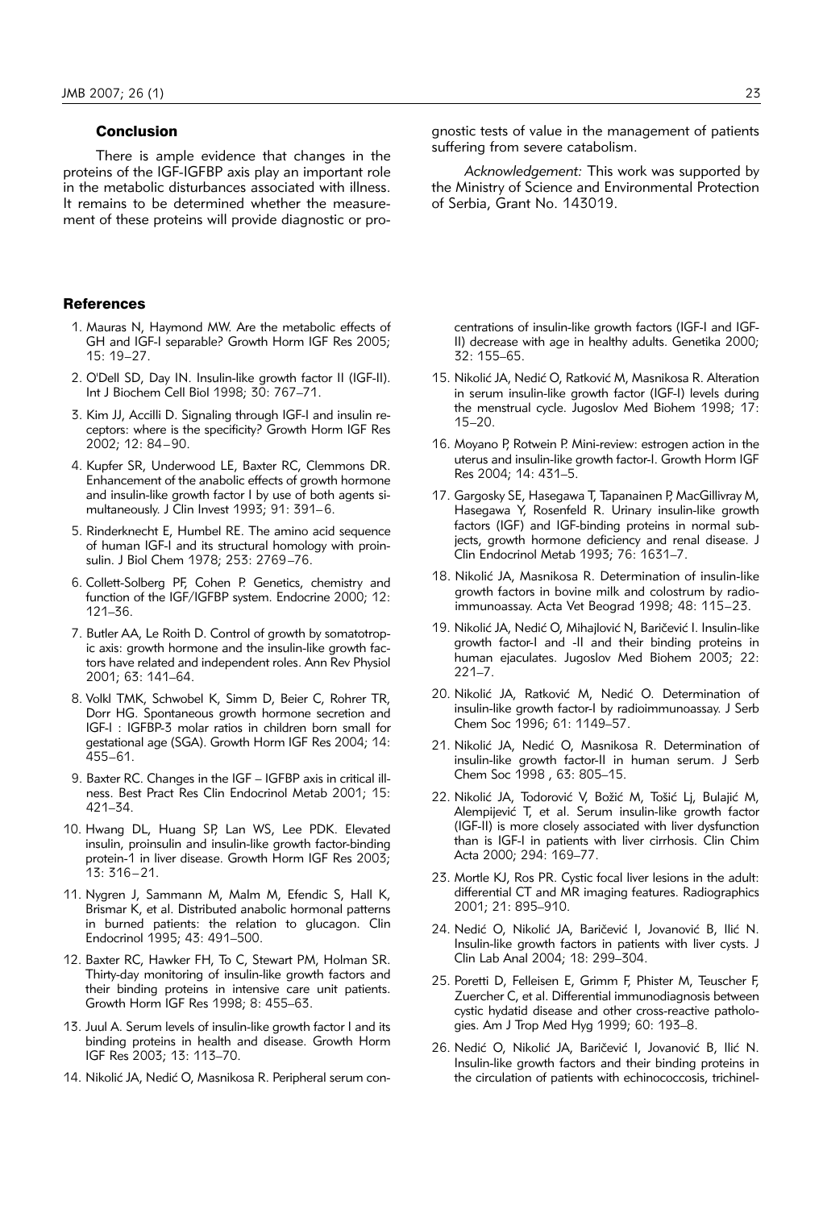## Conclusion

There is ample evidence that changes in the proteins of the IGF-IGFBP axis play an important role in the metabolic disturbances associated with illness. It remains to be determined whether the measurement of these proteins will provide diagnostic or prognostic tests of value in the management of patients suffering from severe catabolism.

*Acknowledgement:* This work was supported by the Ministry of Science and Environmental Protection of Serbia, Grant No. 143019.

## References

1. Mauras N, Haymond MW. Are the metabolic effects of GH and IGF-I separable? Growth Horm IGF Res 2005; 15: 19–27.
2. O'Dell SD, Day IN. Insulin-like growth factor II (IGF-II). Int J Biochem Cell Biol 1998; 30: 767–71.
3. Kim JJ, Accilli D. Signaling through IGF-I and insulin receptors: where is the specificity? Growth Horm IGF Res 2002; 12: 84–90.
4. Kupfer SR, Underwood LE, Baxter RC, Clemmons DR. Enhancement of the anabolic effects of growth hormone and insulin-like growth factor I by use of both agents simultaneously. J Clin Invest 1993; 91: 391–6.
5. Rinderknecht E, Humbel RE. The amino acid sequence of human IGF-I and its structural homology with proinsulin. J Biol Chem 1978; 253: 2769–76.
6. Collett-Solberg PF, Cohen P. Genetics, chemistry and function of the IGF/IGFBP system. Endocrine 2000; 12: 121–36.
7. Butler AA, Le Roith D. Control of growth by somatotropic axis: growth hormone and the insulin-like growth factors have related and independent roles. Ann Rev Physiol 2001; 63: 141–64.
8. Volkl TMK, Schwobel K, Simm D, Beier C, Rohrer TR, Dorr HG. Spontaneous growth hormone secretion and IGF-I : IGFBP-3 molar ratios in children born small for gestational age (SGA). Growth Horm IGF Res 2004; 14: 455–61.
9. Baxter RC. Changes in the IGF – IGFBP axis in critical illness. Best Pract Res Clin Endocrinol Metab 2001; 15: 421–34.
10. Hwang DL, Huang SP, Lan WS, Lee PDK. Elevated insulin, proinsulin and insulin-like growth factor-binding protein-1 in liver disease. Growth Horm IGF Res 2003; 13: 316–21.
11. Nygren J, Sammann M, Malm M, Efendic S, Hall K, Brismar K, et al. Distributed anabolic hormonal patterns in burned patients: the relation to glucagon. Clin Endocrinol 1995; 43: 491–500.
12. Baxter RC, Hawker FH, To C, Stewart PM, Holman SR. Thirty-day monitoring of insulin-like growth factors and their binding proteins in intensive care unit patients. Growth Horm IGF Res 1998; 8: 455–63.
13. Juul A. Serum levels of insulin-like growth factor I and its binding proteins in health and disease. Growth Horm IGF Res 2003; 13: 113–70.
14. Nikolić JA, Nedić O, Masnikosa R. Peripheral serum concentrations of insulin-like growth factors (IGF-I and IGF-II) decrease with age in healthy adults. Genetika 2000; 32: 155–65.
15. Nikolić JA, Nedić O, Ratković M, Masnikosa R. Alteration in serum insulin-like growth factor (IGF-I) levels during the menstrual cycle. Jugoslov Med Biohem 1998; 17: 15–20.
16. Moyano P, Rotwein P. Mini-review: estrogen action in the uterus and insulin-like growth factor-I. Growth Horm IGF Res 2004; 14: 431–5.
17. Gargosky SE, Hasegawa T, Tapanainen P, MacGillivray M, Hasegawa Y, Rosenfeld R. Urinary insulin-like growth factors (IGF) and IGF-binding proteins in normal subjects, growth hormone deficiency and renal disease. J Clin Endocrinol Metab 1993; 76: 1631–7.
18. Nikolić JA, Masnikosa R. Determination of insulin-like growth factors in bovine milk and colostrum by radioimmunoassay. Acta Vet Beograd 1998; 48: 115–23.
19. Nikolić JA, Nedić O, Mihajlović N, Baričević I. Insulin-like growth factor-I and -II and their binding proteins in human ejaculates. Jugoslov Med Biohem 2003; 22: 221–7.
20. Nikolić JA, Ratković M, Nedić O. Determination of insulin-like growth factor-I by radioimmunoassay. J Serb Chem Soc 1996; 61: 1149–57.
21. Nikolić JA, Nedić O, Masnikosa R. Determination of insulin-like growth factor-II in human serum. J Serb Chem Soc 1998 , 63: 805–15.
22. Nikolić JA, Todorović V, Božić M, Tošić Lj, Bulajić M, Alempijević T, et al. Serum insulin-like growth factor (IGF-II) is more closely associated with liver dysfunction than is IGF-I in patients with liver cirrhosis. Clin Chim Acta 2000; 294: 169–77.
23. Mortle KJ, Ros PR. Cystic focal liver lesions in the adult: differential CT and MR imaging features. Radiographics 2001; 21: 895–910.
24. Nedić O, Nikolić JA, Baričević I, Jovanović B, Ilić N. Insulin-like growth factors in patients with liver cysts. J Clin Lab Anal 2004; 18: 299–304.
25. Poretti D, Felleisen E, Grimm F, Phister M, Teuscher F, Zuercher C, et al. Differential immunodiagnosis between cystic hydatid disease and other cross-reactive pathologies. Am J Trop Med Hyg 1999; 60: 193–8.
26. Nedić O, Nikolić JA, Baričević I, Jovanović B, Ilić N. Insulin-like growth factors and their binding proteins in the circulation of patients with echinococcosis, trichinel-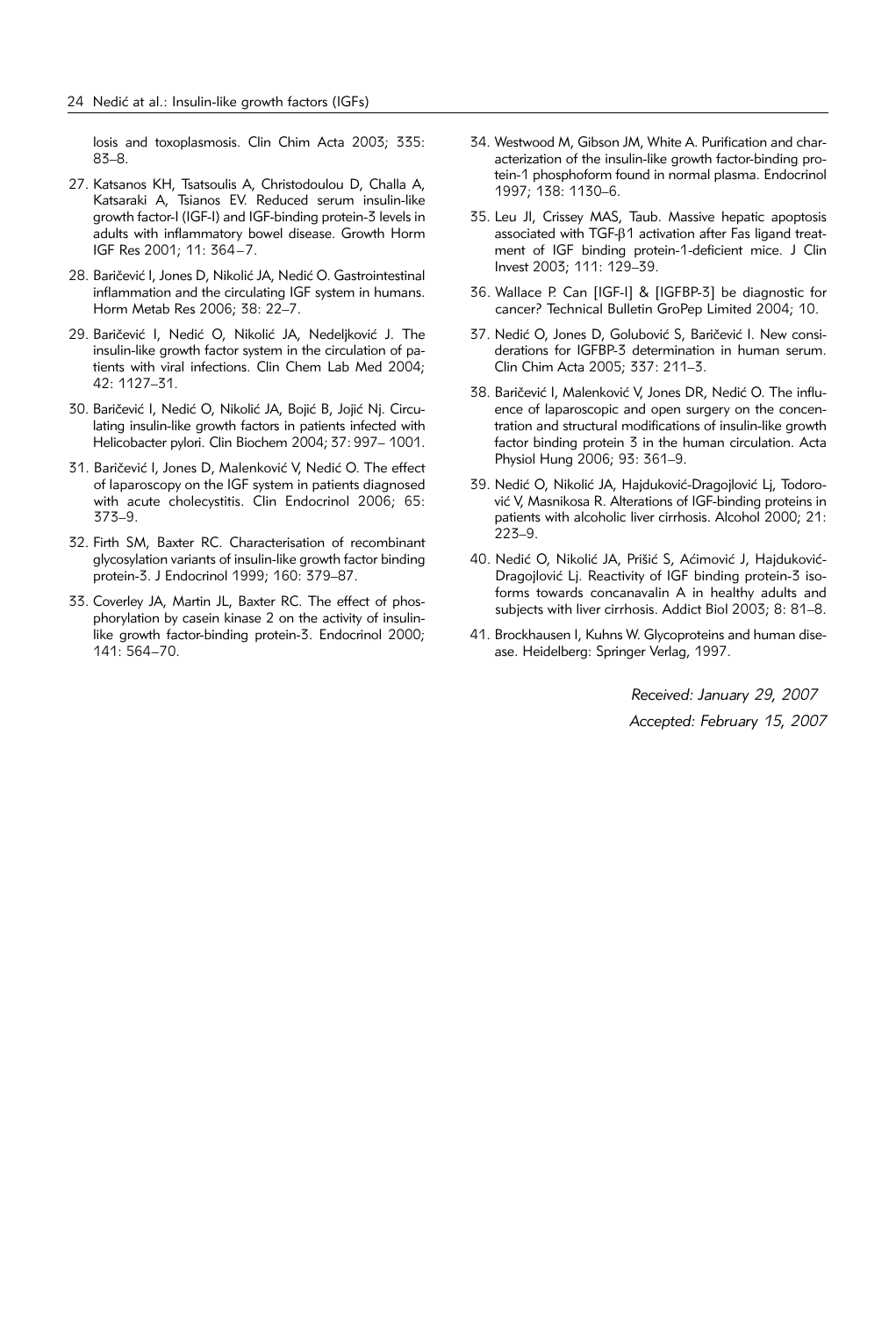losis and toxoplasmosis. Clin Chim Acta 2003; 335: 83–8.

27. Katsanos KH, Tsatsoulis A, Christodoulou D, Challa A, Katsaraki A, Tsianos EV. Reduced serum insulin-like growth factor-I (IGF-I) and IGF-binding protein-3 levels in adults with inflammatory bowel disease. Growth Horm IGF Res 2001; 11: 364–7.

28. Baričević I, Jones D, Nikolić JA, Nedić O. Gastrointestinal inflammation and the circulating IGF system in humans. Horm Metab Res 2006; 38: 22–7.

29. Baričević I, Nedić O, Nikolić JA, Nedeljković J. The insulin-like growth factor system in the circulation of patients with viral infections. Clin Chem Lab Med 2004; 42: 1127–31.

30. Baričević I, Nedić O, Nikolić JA, Bojić B, Jojić Nj. Circulating insulin-like growth factors in patients infected with Helicobacter pylori. Clin Biochem 2004; 37: 997– 1001.

31. Baričević I, Jones D, Malenković V, Nedić O. The effect of laparoscopy on the IGF system in patients diagnosed with acute cholecystitis. Clin Endocrinol 2006; 65: 373–9.

32. Firth SM, Baxter RC. Characterisation of recombinant glycosylation variants of insulin-like growth factor binding protein-3. J Endocrinol 1999; 160: 379–87.

33. Coverley JA, Martin JL, Baxter RC. The effect of phosphorylation by casein kinase 2 on the activity of insulin-like growth factor-binding protein-3. Endocrinol 2000; 141: 564–70.

34. Westwood M, Gibson JM, White A. Purification and characterization of the insulin-like growth factor-binding protein-1 phosphoform found in normal plasma. Endocrinol 1997; 138: 1130–6.

35. Leu JI, Crissey MAS, Taub. Massive hepatic apoptosis associated with TGF-$\beta$1 activation after Fas ligand treatment of IGF binding protein-1-deficient mice. J Clin Invest 2003; 111: 129–39.

36. Wallace P. Can [IGF-I] & [IGFBP-3] be diagnostic for cancer? Technical Bulletin GroPep Limited 2004; 10.

37. Nedić O, Jones D, Golubović S, Baričević I. New considerations for IGFBP-3 determination in human serum. Clin Chim Acta 2005; 337: 211–3.

38. Baričević I, Malenković V, Jones DR, Nedić O. The influence of laparoscopic and open surgery on the concentration and structural modifications of insulin-like growth factor binding protein 3 in the human circulation. Acta Physiol Hung 2006; 93: 361–9.

39. Nedić O, Nikolić JA, Hajduković-Dragojlović Lj, Todorović V, Masnikosa R. Alterations of IGF-binding proteins in patients with alcoholic liver cirrhosis. Alcohol 2000; 21: 223–9.

40. Nedić O, Nikolić JA, Prišić S, Aćimović J, Hajduković-Dragojlović Lj. Reactivity of IGF binding protein-3 isoforms towards concanavalin A in healthy adults and subjects with liver cirrhosis. Addict Biol 2003; 8: 81–8.

41. Brockhausen I, Kuhns W. Glycoproteins and human disease. Heidelberg: Springer Verlag, 1997.

*Received: January 29, 2007*

*Accepted: February 15, 2007*